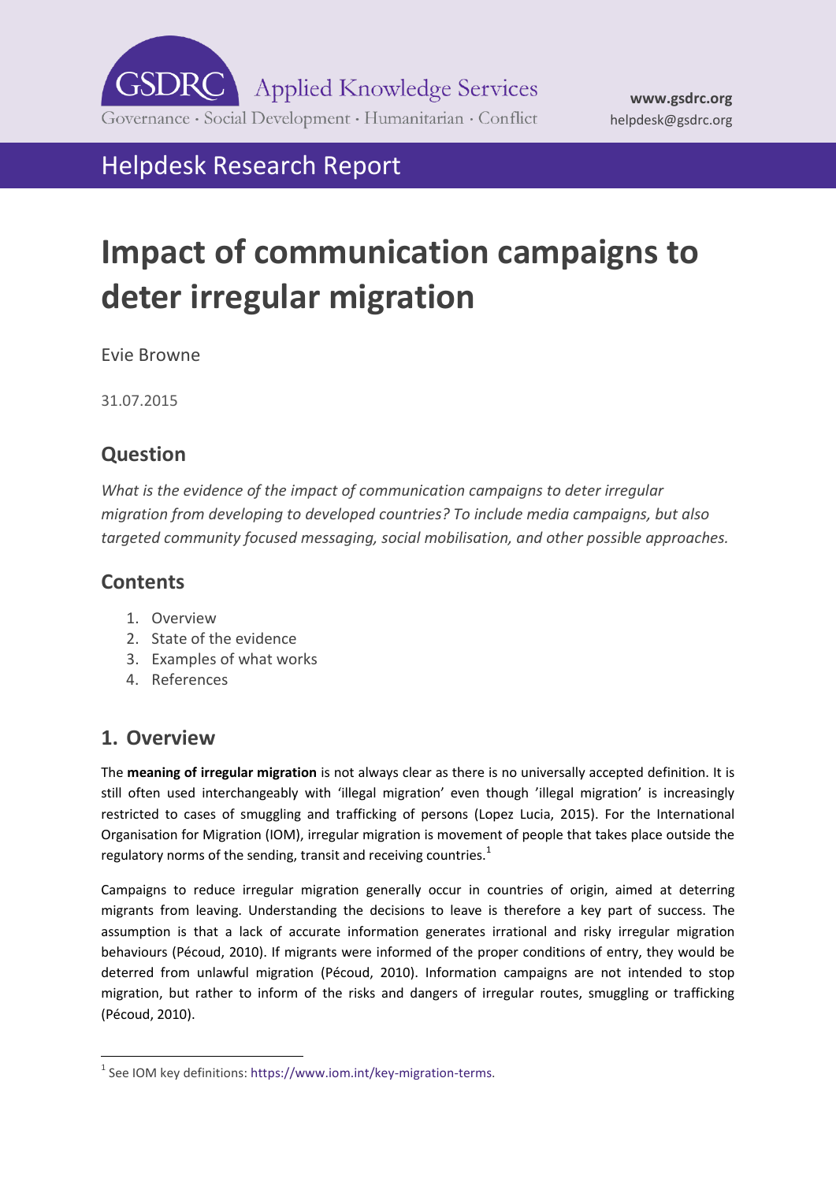GSDRC Applied Knowledge Services

Governance · Social Development · Humanitarian · Conflict

www.gsdrc.org
helpdesk@gsdrc.org

Helpdesk Research Report

# Impact of communication campaigns to deter irregular migration

Evie Browne

31.07.2015

## Question

*What is the evidence of the impact of communication campaigns to deter irregular migration from developing to developed countries? To include media campaigns, but also targeted community focused messaging, social mobilisation, and other possible approaches.*

## Contents

1. Overview
2. State of the evidence
3. Examples of what works
4. References

## 1. Overview

The **meaning of irregular migration** is not always clear as there is no universally accepted definition. It is still often used interchangeably with 'illegal migration' even though 'illegal migration' is increasingly restricted to cases of smuggling and trafficking of persons (Lopez Lucia, 2015). For the International Organisation for Migration (IOM), irregular migration is movement of people that takes place outside the regulatory norms of the sending, transit and receiving countries.[1]

Campaigns to reduce irregular migration generally occur in countries of origin, aimed at deterring migrants from leaving. Understanding the decisions to leave is therefore a key part of success. The assumption is that a lack of accurate information generates irrational and risky irregular migration behaviours (Pécoud, 2010). If migrants were informed of the proper conditions of entry, they would be deterred from unlawful migration (Pécoud, 2010). Information campaigns are not intended to stop migration, but rather to inform of the risks and dangers of irregular routes, smuggling or trafficking (Pécoud, 2010).

[1] See IOM key definitions: https://www.iom.int/key-migration-terms.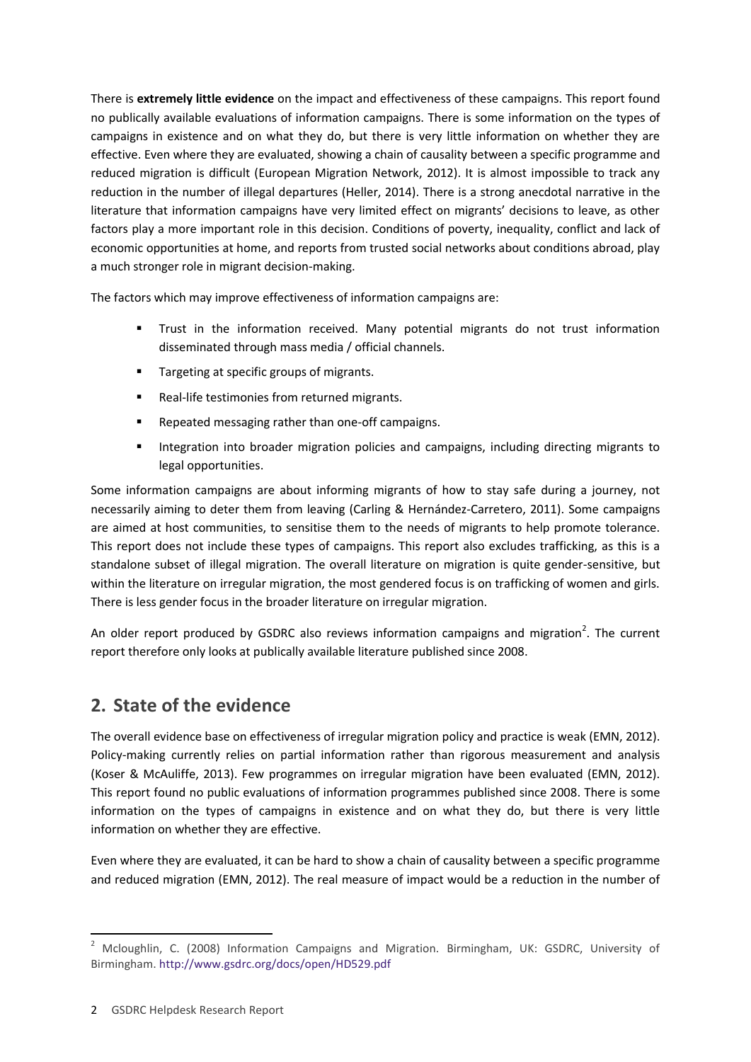There is **extremely little evidence** on the impact and effectiveness of these campaigns. This report found no publically available evaluations of information campaigns. There is some information on the types of campaigns in existence and on what they do, but there is very little information on whether they are effective. Even where they are evaluated, showing a chain of causality between a specific programme and reduced migration is difficult (European Migration Network, 2012). It is almost impossible to track any reduction in the number of illegal departures (Heller, 2014). There is a strong anecdotal narrative in the literature that information campaigns have very limited effect on migrants' decisions to leave, as other factors play a more important role in this decision. Conditions of poverty, inequality, conflict and lack of economic opportunities at home, and reports from trusted social networks about conditions abroad, play a much stronger role in migrant decision-making.

The factors which may improve effectiveness of information campaigns are:

- Trust in the information received. Many potential migrants do not trust information disseminated through mass media / official channels.
- Targeting at specific groups of migrants.
- Real-life testimonies from returned migrants.
- Repeated messaging rather than one-off campaigns.
- Integration into broader migration policies and campaigns, including directing migrants to legal opportunities.

Some information campaigns are about informing migrants of how to stay safe during a journey, not necessarily aiming to deter them from leaving (Carling & Hernández-Carretero, 2011). Some campaigns are aimed at host communities, to sensitise them to the needs of migrants to help promote tolerance. This report does not include these types of campaigns. This report also excludes trafficking, as this is a standalone subset of illegal migration. The overall literature on migration is quite gender-sensitive, but within the literature on irregular migration, the most gendered focus is on trafficking of women and girls. There is less gender focus in the broader literature on irregular migration.

An older report produced by GSDRC also reviews information campaigns and migration[2]. The current report therefore only looks at publically available literature published since 2008.

## 2. State of the evidence

The overall evidence base on effectiveness of irregular migration policy and practice is weak (EMN, 2012). Policy-making currently relies on partial information rather than rigorous measurement and analysis (Koser & McAuliffe, 2013). Few programmes on irregular migration have been evaluated (EMN, 2012). This report found no public evaluations of information programmes published since 2008. There is some information on the types of campaigns in existence and on what they do, but there is very little information on whether they are effective.

Even where they are evaluated, it can be hard to show a chain of causality between a specific programme and reduced migration (EMN, 2012). The real measure of impact would be a reduction in the number of

[2] Mcloughlin, C. (2008) Information Campaigns and Migration. Birmingham, UK: GSDRC, University of Birmingham. http://www.gsdrc.org/docs/open/HD529.pdf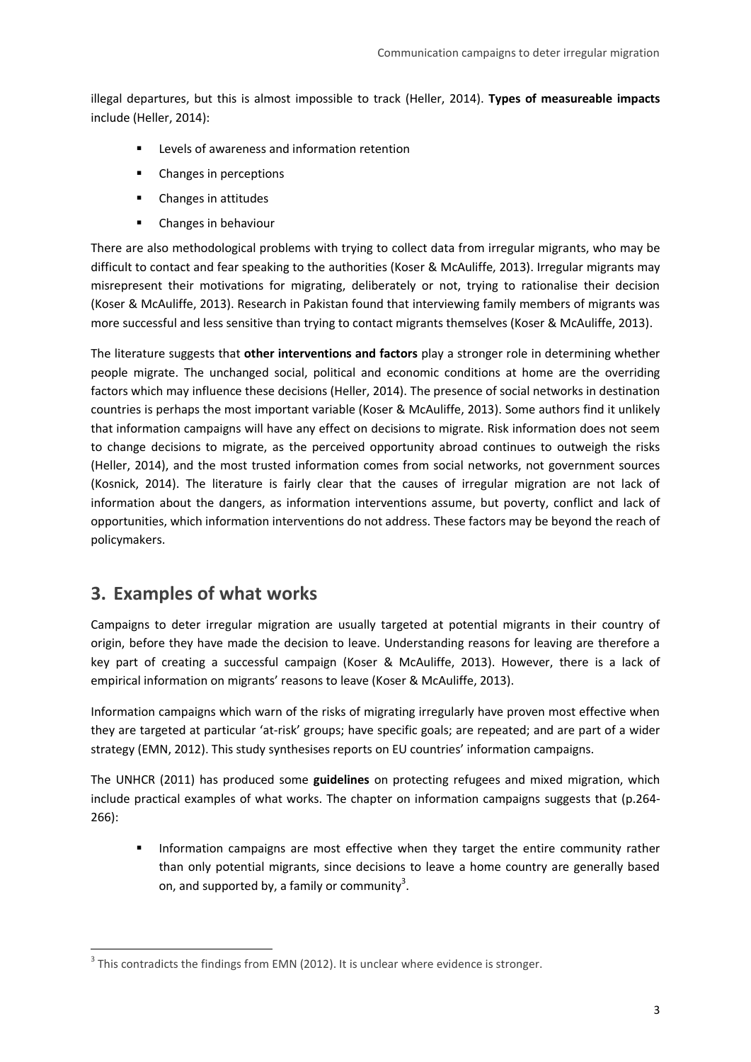illegal departures, but this is almost impossible to track (Heller, 2014). **Types of measureable impacts** include (Heller, 2014):

- Levels of awareness and information retention
- Changes in perceptions
- Changes in attitudes
- Changes in behaviour

There are also methodological problems with trying to collect data from irregular migrants, who may be difficult to contact and fear speaking to the authorities (Koser & McAuliffe, 2013). Irregular migrants may misrepresent their motivations for migrating, deliberately or not, trying to rationalise their decision (Koser & McAuliffe, 2013). Research in Pakistan found that interviewing family members of migrants was more successful and less sensitive than trying to contact migrants themselves (Koser & McAuliffe, 2013).

The literature suggests that **other interventions and factors** play a stronger role in determining whether people migrate. The unchanged social, political and economic conditions at home are the overriding factors which may influence these decisions (Heller, 2014). The presence of social networks in destination countries is perhaps the most important variable (Koser & McAuliffe, 2013). Some authors find it unlikely that information campaigns will have any effect on decisions to migrate. Risk information does not seem to change decisions to migrate, as the perceived opportunity abroad continues to outweigh the risks (Heller, 2014), and the most trusted information comes from social networks, not government sources (Kosnick, 2014). The literature is fairly clear that the causes of irregular migration are not lack of information about the dangers, as information interventions assume, but poverty, conflict and lack of opportunities, which information interventions do not address. These factors may be beyond the reach of policymakers.

## 3. Examples of what works

Campaigns to deter irregular migration are usually targeted at potential migrants in their country of origin, before they have made the decision to leave. Understanding reasons for leaving are therefore a key part of creating a successful campaign (Koser & McAuliffe, 2013). However, there is a lack of empirical information on migrants' reasons to leave (Koser & McAuliffe, 2013).

Information campaigns which warn of the risks of migrating irregularly have proven most effective when they are targeted at particular 'at-risk' groups; have specific goals; are repeated; and are part of a wider strategy (EMN, 2012). This study synthesises reports on EU countries' information campaigns.

The UNHCR (2011) has produced some **guidelines** on protecting refugees and mixed migration, which include practical examples of what works. The chapter on information campaigns suggests that (p.264-266):

- Information campaigns are most effective when they target the entire community rather than only potential migrants, since decisions to leave a home country are generally based on, and supported by, a family or community[3].

[3] This contradicts the findings from EMN (2012). It is unclear where evidence is stronger.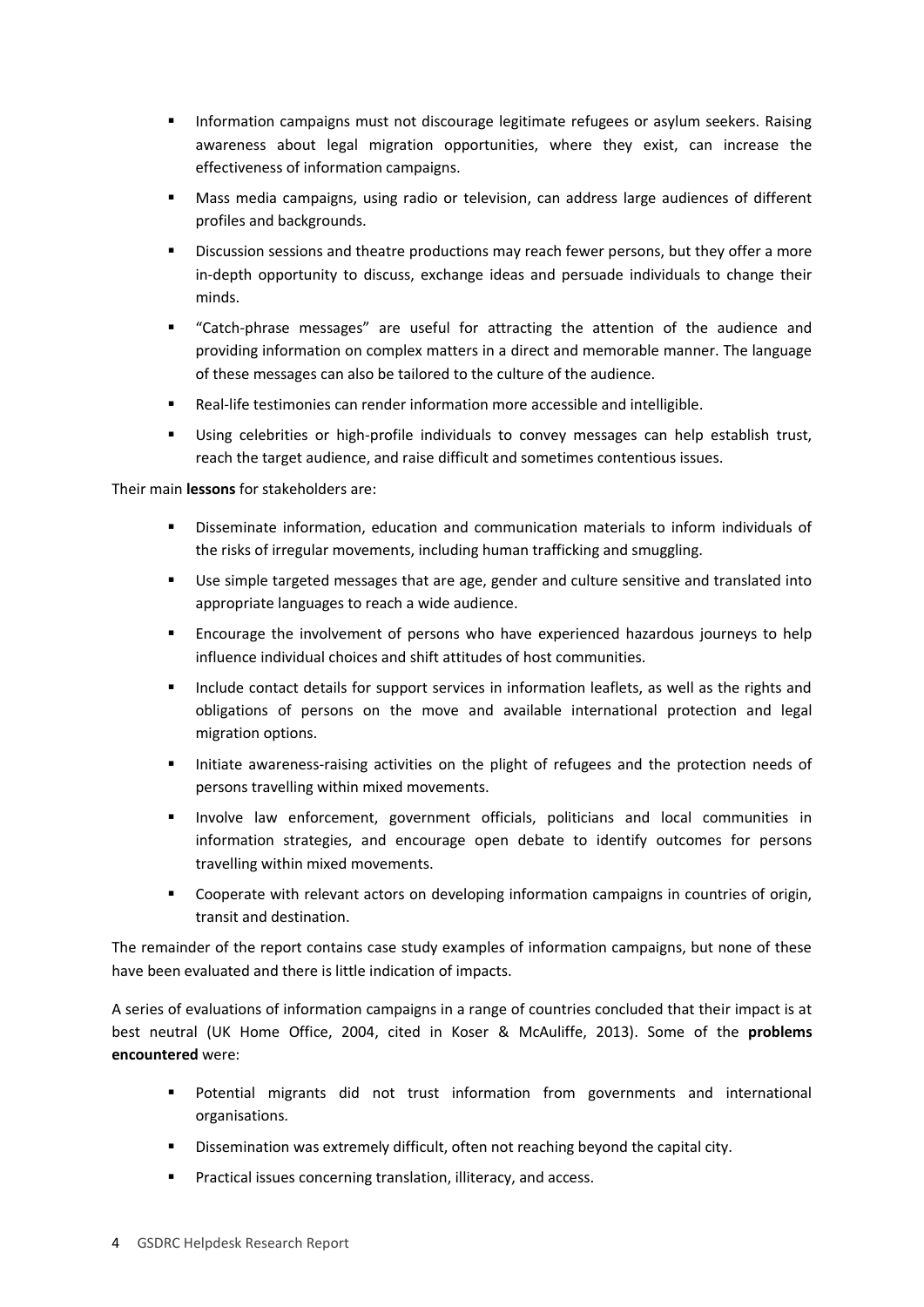- Information campaigns must not discourage legitimate refugees or asylum seekers. Raising awareness about legal migration opportunities, where they exist, can increase the effectiveness of information campaigns.
- Mass media campaigns, using radio or television, can address large audiences of different profiles and backgrounds.
- Discussion sessions and theatre productions may reach fewer persons, but they offer a more in-depth opportunity to discuss, exchange ideas and persuade individuals to change their minds.
- "Catch-phrase messages" are useful for attracting the attention of the audience and providing information on complex matters in a direct and memorable manner. The language of these messages can also be tailored to the culture of the audience.
- Real-life testimonies can render information more accessible and intelligible.
- Using celebrities or high-profile individuals to convey messages can help establish trust, reach the target audience, and raise difficult and sometimes contentious issues.

Their main **lessons** for stakeholders are:

- Disseminate information, education and communication materials to inform individuals of the risks of irregular movements, including human trafficking and smuggling.
- Use simple targeted messages that are age, gender and culture sensitive and translated into appropriate languages to reach a wide audience.
- Encourage the involvement of persons who have experienced hazardous journeys to help influence individual choices and shift attitudes of host communities.
- Include contact details for support services in information leaflets, as well as the rights and obligations of persons on the move and available international protection and legal migration options.
- Initiate awareness-raising activities on the plight of refugees and the protection needs of persons travelling within mixed movements.
- Involve law enforcement, government officials, politicians and local communities in information strategies, and encourage open debate to identify outcomes for persons travelling within mixed movements.
- Cooperate with relevant actors on developing information campaigns in countries of origin, transit and destination.

The remainder of the report contains case study examples of information campaigns, but none of these have been evaluated and there is little indication of impacts.

A series of evaluations of information campaigns in a range of countries concluded that their impact is at best neutral (UK Home Office, 2004, cited in Koser & McAuliffe, 2013). Some of the **problems encountered** were:

- Potential migrants did not trust information from governments and international organisations.
- Dissemination was extremely difficult, often not reaching beyond the capital city.
- Practical issues concerning translation, illiteracy, and access.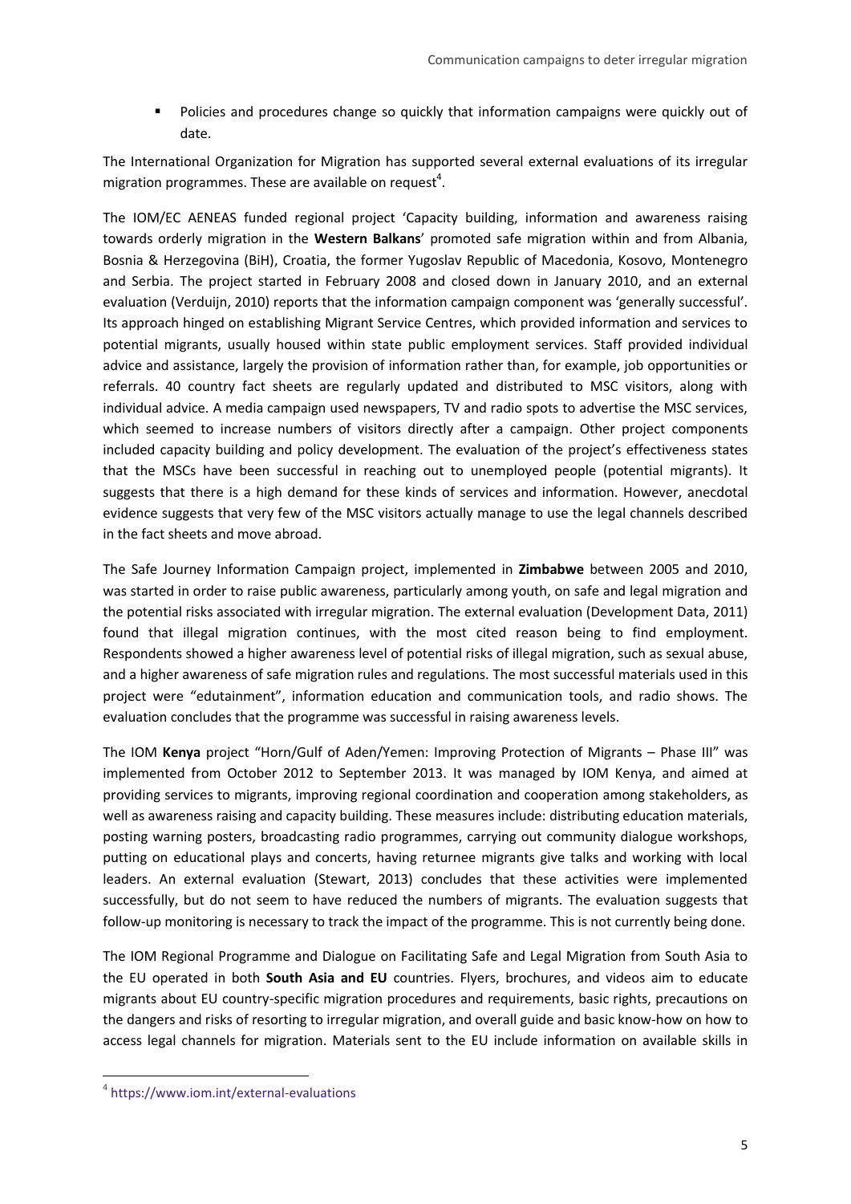- Policies and procedures change so quickly that information campaigns were quickly out of date.

The International Organization for Migration has supported several external evaluations of its irregular migration programmes. These are available on request[4].

The IOM/EC AENEAS funded regional project 'Capacity building, information and awareness raising towards orderly migration in the **Western Balkans**' promoted safe migration within and from Albania, Bosnia & Herzegovina (BiH), Croatia, the former Yugoslav Republic of Macedonia, Kosovo, Montenegro and Serbia. The project started in February 2008 and closed down in January 2010, and an external evaluation (Verduijn, 2010) reports that the information campaign component was 'generally successful'. Its approach hinged on establishing Migrant Service Centres, which provided information and services to potential migrants, usually housed within state public employment services. Staff provided individual advice and assistance, largely the provision of information rather than, for example, job opportunities or referrals. 40 country fact sheets are regularly updated and distributed to MSC visitors, along with individual advice. A media campaign used newspapers, TV and radio spots to advertise the MSC services, which seemed to increase numbers of visitors directly after a campaign. Other project components included capacity building and policy development. The evaluation of the project's effectiveness states that the MSCs have been successful in reaching out to unemployed people (potential migrants). It suggests that there is a high demand for these kinds of services and information. However, anecdotal evidence suggests that very few of the MSC visitors actually manage to use the legal channels described in the fact sheets and move abroad.

The Safe Journey Information Campaign project, implemented in **Zimbabwe** between 2005 and 2010, was started in order to raise public awareness, particularly among youth, on safe and legal migration and the potential risks associated with irregular migration. The external evaluation (Development Data, 2011) found that illegal migration continues, with the most cited reason being to find employment. Respondents showed a higher awareness level of potential risks of illegal migration, such as sexual abuse, and a higher awareness of safe migration rules and regulations. The most successful materials used in this project were "edutainment", information education and communication tools, and radio shows. The evaluation concludes that the programme was successful in raising awareness levels.

The IOM **Kenya** project "Horn/Gulf of Aden/Yemen: Improving Protection of Migrants – Phase III" was implemented from October 2012 to September 2013. It was managed by IOM Kenya, and aimed at providing services to migrants, improving regional coordination and cooperation among stakeholders, as well as awareness raising and capacity building. These measures include: distributing education materials, posting warning posters, broadcasting radio programmes, carrying out community dialogue workshops, putting on educational plays and concerts, having returnee migrants give talks and working with local leaders. An external evaluation (Stewart, 2013) concludes that these activities were implemented successfully, but do not seem to have reduced the numbers of migrants. The evaluation suggests that follow-up monitoring is necessary to track the impact of the programme. This is not currently being done.

The IOM Regional Programme and Dialogue on Facilitating Safe and Legal Migration from South Asia to the EU operated in both **South Asia and EU** countries. Flyers, brochures, and videos aim to educate migrants about EU country-specific migration procedures and requirements, basic rights, precautions on the dangers and risks of resorting to irregular migration, and overall guide and basic know-how on how to access legal channels for migration. Materials sent to the EU include information on available skills in

[4] https://www.iom.int/external-evaluations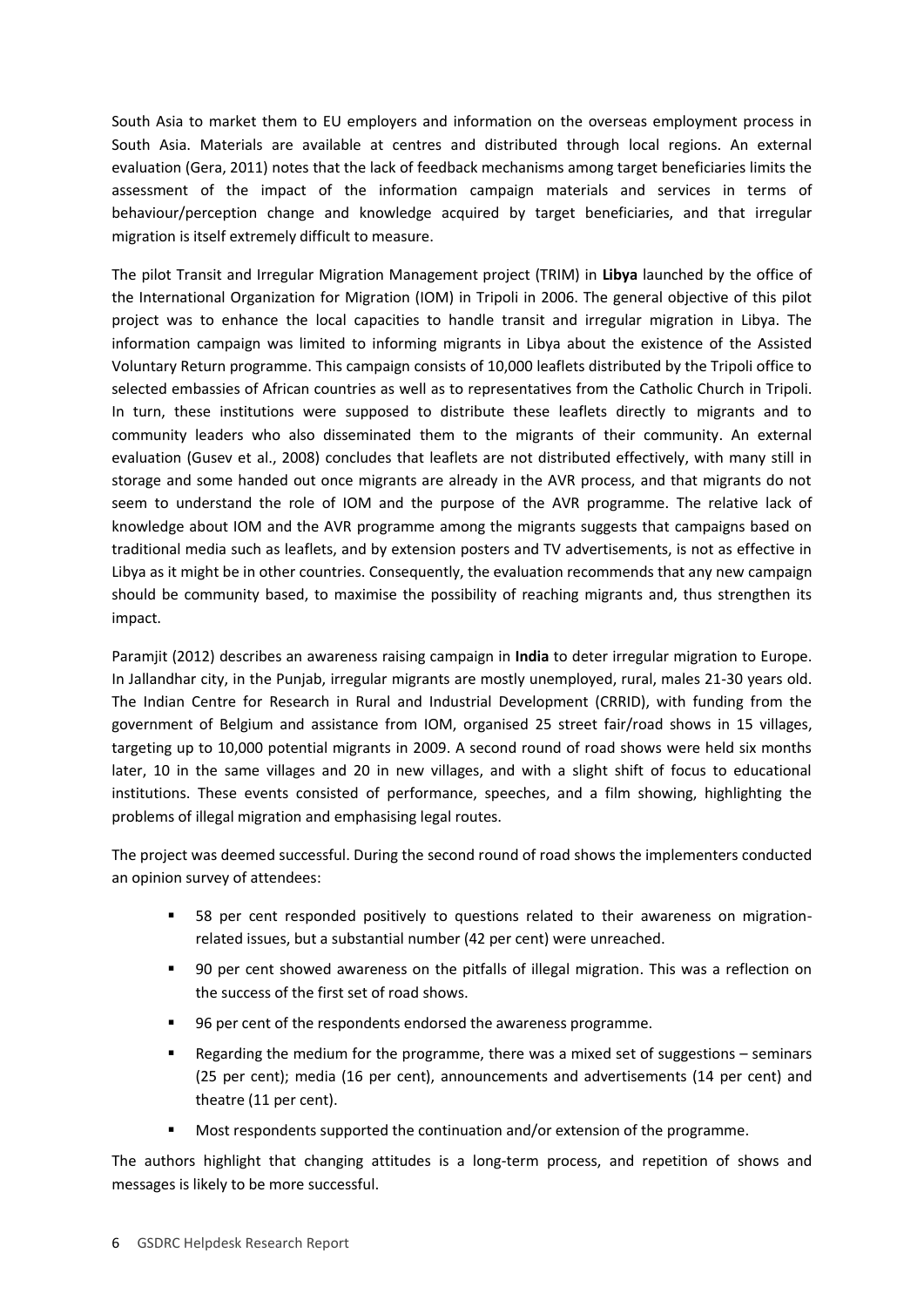South Asia to market them to EU employers and information on the overseas employment process in South Asia. Materials are available at centres and distributed through local regions. An external evaluation (Gera, 2011) notes that the lack of feedback mechanisms among target beneficiaries limits the assessment of the impact of the information campaign materials and services in terms of behaviour/perception change and knowledge acquired by target beneficiaries, and that irregular migration is itself extremely difficult to measure.

The pilot Transit and Irregular Migration Management project (TRIM) in **Libya** launched by the office of the International Organization for Migration (IOM) in Tripoli in 2006. The general objective of this pilot project was to enhance the local capacities to handle transit and irregular migration in Libya. The information campaign was limited to informing migrants in Libya about the existence of the Assisted Voluntary Return programme. This campaign consists of 10,000 leaflets distributed by the Tripoli office to selected embassies of African countries as well as to representatives from the Catholic Church in Tripoli. In turn, these institutions were supposed to distribute these leaflets directly to migrants and to community leaders who also disseminated them to the migrants of their community. An external evaluation (Gusev et al., 2008) concludes that leaflets are not distributed effectively, with many still in storage and some handed out once migrants are already in the AVR process, and that migrants do not seem to understand the role of IOM and the purpose of the AVR programme. The relative lack of knowledge about IOM and the AVR programme among the migrants suggests that campaigns based on traditional media such as leaflets, and by extension posters and TV advertisements, is not as effective in Libya as it might be in other countries. Consequently, the evaluation recommends that any new campaign should be community based, to maximise the possibility of reaching migrants and, thus strengthen its impact.

Paramjit (2012) describes an awareness raising campaign in **India** to deter irregular migration to Europe. In Jallandhar city, in the Punjab, irregular migrants are mostly unemployed, rural, males 21-30 years old. The Indian Centre for Research in Rural and Industrial Development (CRRID), with funding from the government of Belgium and assistance from IOM, organised 25 street fair/road shows in 15 villages, targeting up to 10,000 potential migrants in 2009. A second round of road shows were held six months later, 10 in the same villages and 20 in new villages, and with a slight shift of focus to educational institutions. These events consisted of performance, speeches, and a film showing, highlighting the problems of illegal migration and emphasising legal routes.

The project was deemed successful. During the second round of road shows the implementers conducted an opinion survey of attendees:

- 58 per cent responded positively to questions related to their awareness on migration-related issues, but a substantial number (42 per cent) were unreached.
- 90 per cent showed awareness on the pitfalls of illegal migration. This was a reflection on the success of the first set of road shows.
- 96 per cent of the respondents endorsed the awareness programme.
- Regarding the medium for the programme, there was a mixed set of suggestions – seminars (25 per cent); media (16 per cent), announcements and advertisements (14 per cent) and theatre (11 per cent).
- Most respondents supported the continuation and/or extension of the programme.

The authors highlight that changing attitudes is a long-term process, and repetition of shows and messages is likely to be more successful.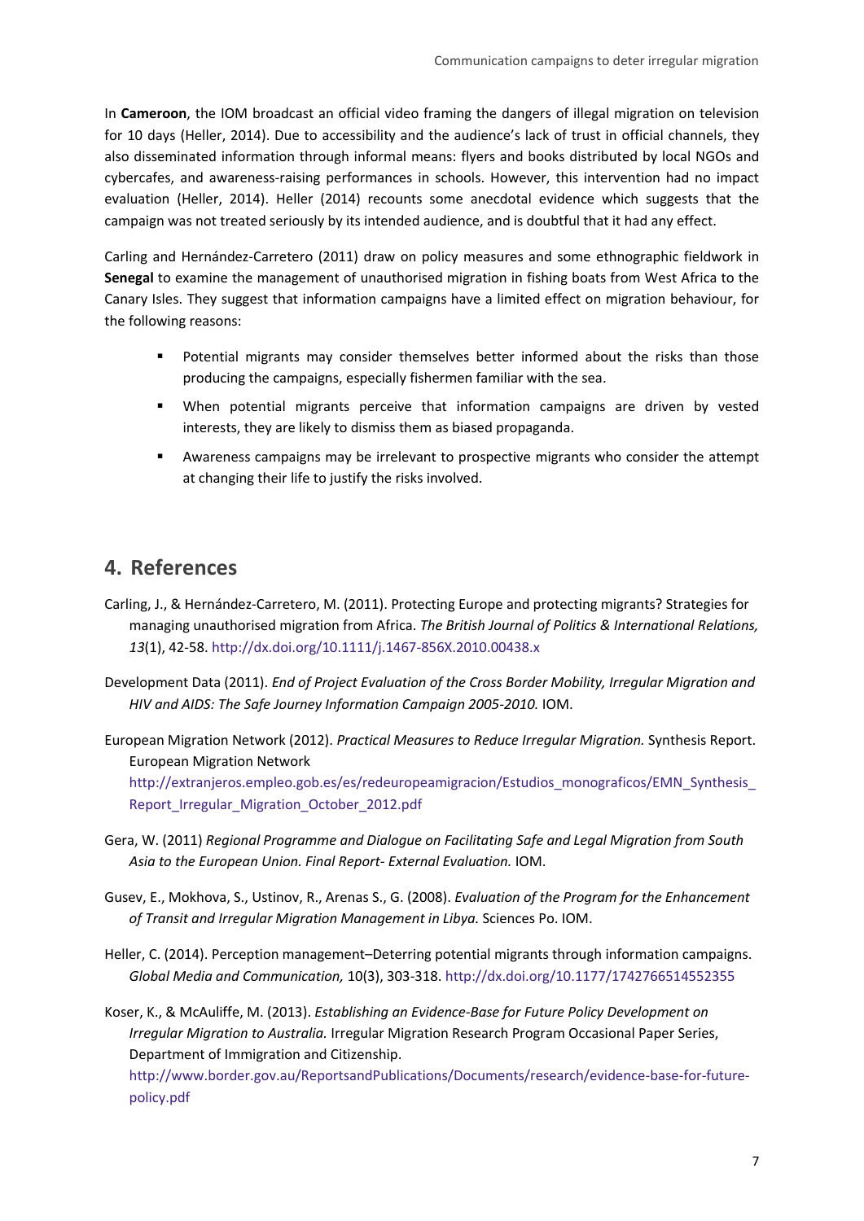In **Cameroon**, the IOM broadcast an official video framing the dangers of illegal migration on television for 10 days (Heller, 2014). Due to accessibility and the audience's lack of trust in official channels, they also disseminated information through informal means: flyers and books distributed by local NGOs and cybercafes, and awareness-raising performances in schools. However, this intervention had no impact evaluation (Heller, 2014). Heller (2014) recounts some anecdotal evidence which suggests that the campaign was not treated seriously by its intended audience, and is doubtful that it had any effect.

Carling and Hernández-Carretero (2011) draw on policy measures and some ethnographic fieldwork in **Senegal** to examine the management of unauthorised migration in fishing boats from West Africa to the Canary Isles. They suggest that information campaigns have a limited effect on migration behaviour, for the following reasons:

- Potential migrants may consider themselves better informed about the risks than those producing the campaigns, especially fishermen familiar with the sea.
- When potential migrants perceive that information campaigns are driven by vested interests, they are likely to dismiss them as biased propaganda.
- Awareness campaigns may be irrelevant to prospective migrants who consider the attempt at changing their life to justify the risks involved.

## 4. References

Carling, J., & Hernández-Carretero, M. (2011). Protecting Europe and protecting migrants? Strategies for managing unauthorised migration from Africa. *The British Journal of Politics & International Relations, 13*(1), 42-58. http://dx.doi.org/10.1111/j.1467-856X.2010.00438.x

Development Data (2011). *End of Project Evaluation of the Cross Border Mobility, Irregular Migration and HIV and AIDS: The Safe Journey Information Campaign 2005-2010.* IOM.

European Migration Network (2012). *Practical Measures to Reduce Irregular Migration.* Synthesis Report. European Migration Network http://extranjeros.empleo.gob.es/es/redeuropeamigracion/Estudios_monograficos/EMN_Synthesis_Report_Irregular_Migration_October_2012.pdf

Gera, W. (2011) *Regional Programme and Dialogue on Facilitating Safe and Legal Migration from South Asia to the European Union. Final Report- External Evaluation.* IOM.

Gusev, E., Mokhova, S., Ustinov, R., Arenas S., G. (2008). *Evaluation of the Program for the Enhancement of Transit and Irregular Migration Management in Libya.* Sciences Po. IOM.

Heller, C. (2014). Perception management–Deterring potential migrants through information campaigns. *Global Media and Communication,* 10(3), 303-318. http://dx.doi.org/10.1177/1742766514552355

Koser, K., & McAuliffe, M. (2013). *Establishing an Evidence-Base for Future Policy Development on Irregular Migration to Australia.* Irregular Migration Research Program Occasional Paper Series, Department of Immigration and Citizenship. http://www.border.gov.au/ReportsandPublications/Documents/research/evidence-base-for-future-policy.pdf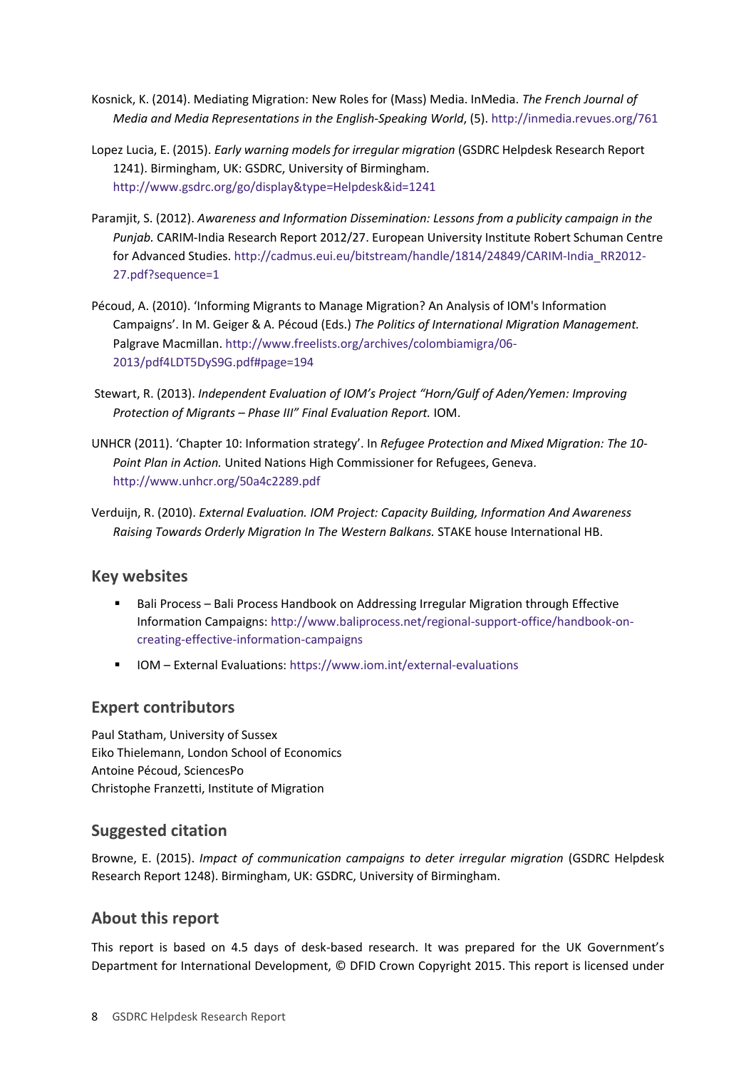Kosnick, K. (2014). Mediating Migration: New Roles for (Mass) Media. InMedia. *The French Journal of Media and Media Representations in the English-Speaking World*, (5). http://inmedia.revues.org/761

Lopez Lucia, E. (2015). *Early warning models for irregular migration* (GSDRC Helpdesk Research Report 1241). Birmingham, UK: GSDRC, University of Birmingham. http://www.gsdrc.org/go/display&type=Helpdesk&id=1241

Paramjit, S. (2012). *Awareness and Information Dissemination: Lessons from a publicity campaign in the Punjab.* CARIM-India Research Report 2012/27. European University Institute Robert Schuman Centre for Advanced Studies. http://cadmus.eui.eu/bitstream/handle/1814/24849/CARIM-India_RR2012-27.pdf?sequence=1

Pécoud, A. (2010). 'Informing Migrants to Manage Migration? An Analysis of IOM's Information Campaigns'. In M. Geiger & A. Pécoud (Eds.) *The Politics of International Migration Management.* Palgrave Macmillan. http://www.freelists.org/archives/colombiamigra/06-2013/pdf4LDT5DyS9G.pdf#page=194

Stewart, R. (2013). *Independent Evaluation of IOM's Project "Horn/Gulf of Aden/Yemen: Improving Protection of Migrants – Phase III" Final Evaluation Report.* IOM.

UNHCR (2011). 'Chapter 10: Information strategy'. In *Refugee Protection and Mixed Migration: The 10-Point Plan in Action.* United Nations High Commissioner for Refugees, Geneva. http://www.unhcr.org/50a4c2289.pdf

Verduijn, R. (2010). *External Evaluation. IOM Project: Capacity Building, Information And Awareness Raising Towards Orderly Migration In The Western Balkans.* STAKE house International HB.

## Key websites

- Bali Process – Bali Process Handbook on Addressing Irregular Migration through Effective Information Campaigns: http://www.baliprocess.net/regional-support-office/handbook-on-creating-effective-information-campaigns
- IOM – External Evaluations: https://www.iom.int/external-evaluations

## Expert contributors

Paul Statham, University of Sussex
Eiko Thielemann, London School of Economics
Antoine Pécoud, SciencesPo
Christophe Franzetti, Institute of Migration

## Suggested citation

Browne, E. (2015). *Impact of communication campaigns to deter irregular migration* (GSDRC Helpdesk Research Report 1248). Birmingham, UK: GSDRC, University of Birmingham.

## About this report

This report is based on 4.5 days of desk-based research. It was prepared for the UK Government's Department for International Development, © DFID Crown Copyright 2015. This report is licensed under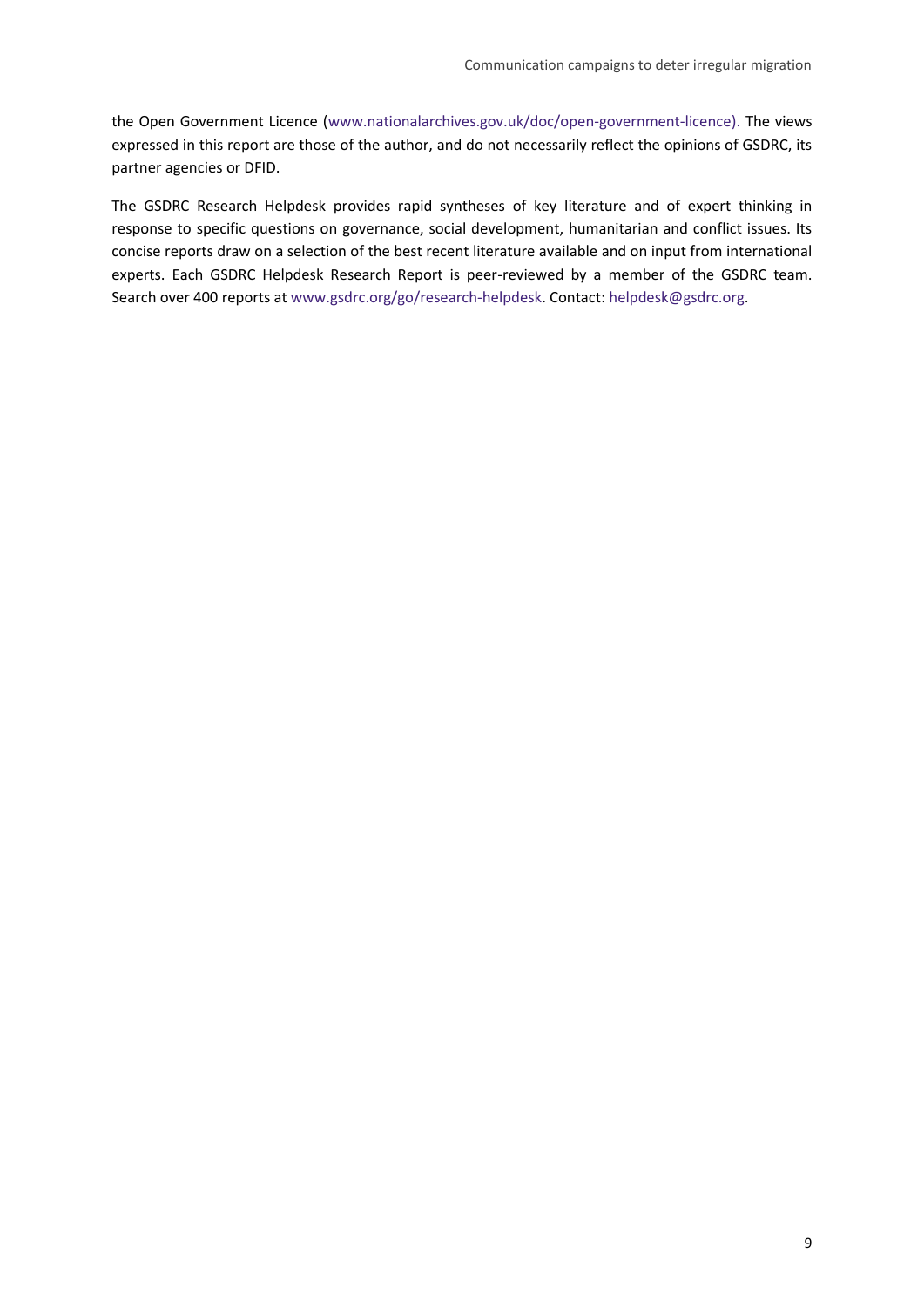the Open Government Licence (www.nationalarchives.gov.uk/doc/open-government-licence). The views expressed in this report are those of the author, and do not necessarily reflect the opinions of GSDRC, its partner agencies or DFID.

The GSDRC Research Helpdesk provides rapid syntheses of key literature and of expert thinking in response to specific questions on governance, social development, humanitarian and conflict issues. Its concise reports draw on a selection of the best recent literature available and on input from international experts. Each GSDRC Helpdesk Research Report is peer-reviewed by a member of the GSDRC team. Search over 400 reports at www.gsdrc.org/go/research-helpdesk. Contact: helpdesk@gsdrc.org.